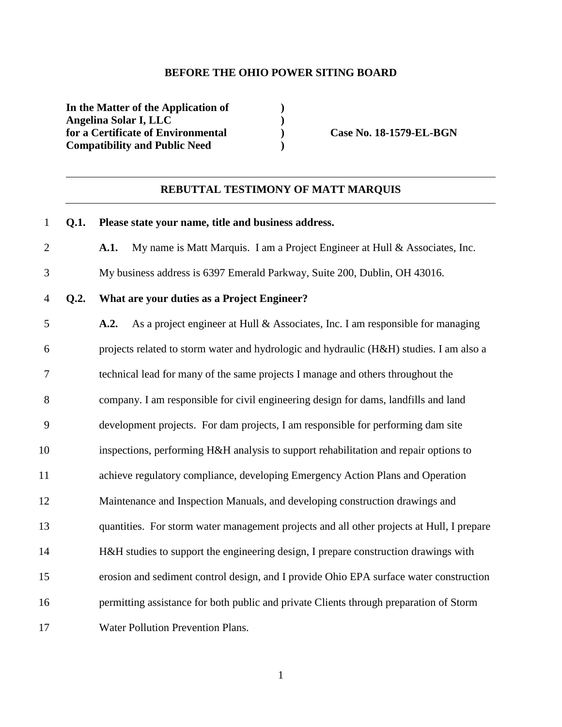**BEFORE THE OHIO POWER SITING BOARD**

| | | |
|---|---|---|
| **In the Matter of the Application of Angelina Solar I, LLC for a Certificate of Environmental Compatibility and Public Need** | **)<br>)<br>)<br>)** | **Case No. 18-1579-EL-BGN** |

---

## REBUTTAL TESTIMONY OF MATT MARQUIS

---

**Q.1. Please state your name, title and business address.**

**A.1.** My name is Matt Marquis. I am a Project Engineer at Hull & Associates, Inc. My business address is 6397 Emerald Parkway, Suite 200, Dublin, OH 43016.

**Q.2. What are your duties as a Project Engineer?**

**A.2.** As a project engineer at Hull & Associates, Inc. I am responsible for managing projects related to storm water and hydrologic and hydraulic (H&H) studies. I am also a technical lead for many of the same projects I manage and others throughout the company. I am responsible for civil engineering design for dams, landfills and land development projects. For dam projects, I am responsible for performing dam site inspections, performing H&H analysis to support rehabilitation and repair options to achieve regulatory compliance, developing Emergency Action Plans and Operation Maintenance and Inspection Manuals, and developing construction drawings and quantities. For storm water management projects and all other projects at Hull, I prepare H&H studies to support the engineering design, I prepare construction drawings with erosion and sediment control design, and I provide Ohio EPA surface water construction permitting assistance for both public and private Clients through preparation of Storm Water Pollution Prevention Plans.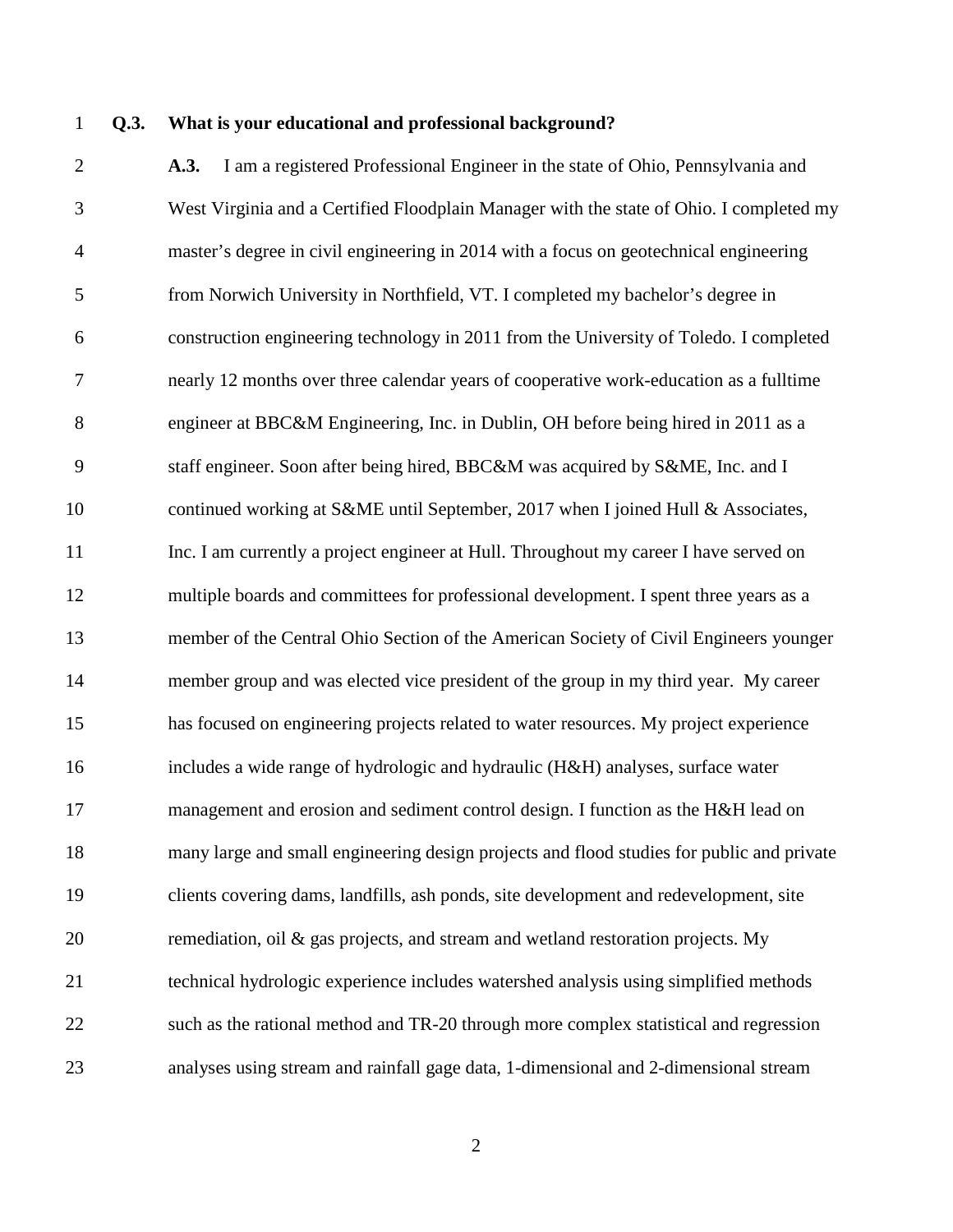**Q.3. What is your educational and professional background?**

**A.3.** I am a registered Professional Engineer in the state of Ohio, Pennsylvania and West Virginia and a Certified Floodplain Manager with the state of Ohio. I completed my master's degree in civil engineering in 2014 with a focus on geotechnical engineering from Norwich University in Northfield, VT. I completed my bachelor's degree in construction engineering technology in 2011 from the University of Toledo. I completed nearly 12 months over three calendar years of cooperative work-education as a fulltime engineer at BBC&M Engineering, Inc. in Dublin, OH before being hired in 2011 as a staff engineer. Soon after being hired, BBC&M was acquired by S&ME, Inc. and I continued working at S&ME until September, 2017 when I joined Hull & Associates, Inc. I am currently a project engineer at Hull. Throughout my career I have served on multiple boards and committees for professional development. I spent three years as a member of the Central Ohio Section of the American Society of Civil Engineers younger member group and was elected vice president of the group in my third year. My career has focused on engineering projects related to water resources. My project experience includes a wide range of hydrologic and hydraulic (H&H) analyses, surface water management and erosion and sediment control design. I function as the H&H lead on many large and small engineering design projects and flood studies for public and private clients covering dams, landfills, ash ponds, site development and redevelopment, site remediation, oil & gas projects, and stream and wetland restoration projects. My technical hydrologic experience includes watershed analysis using simplified methods such as the rational method and TR-20 through more complex statistical and regression analyses using stream and rainfall gage data, 1-dimensional and 2-dimensional stream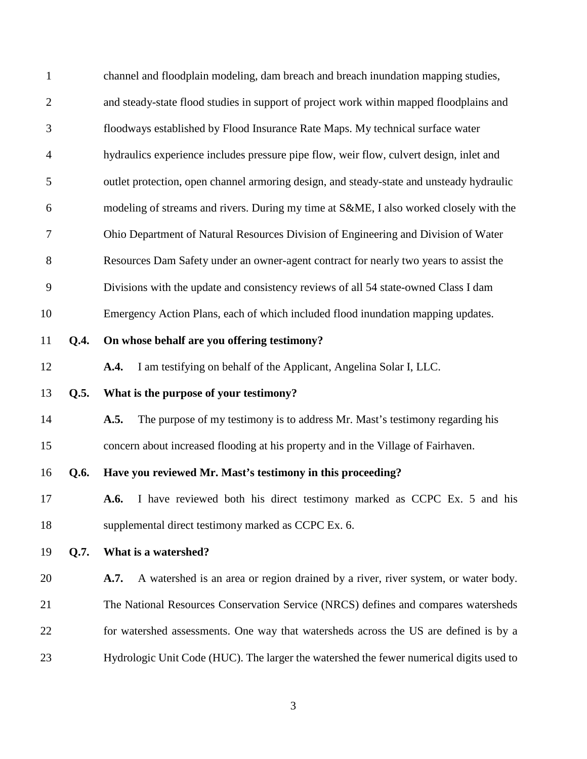channel and floodplain modeling, dam breach and breach inundation mapping studies, and steady-state flood studies in support of project work within mapped floodplains and floodways established by Flood Insurance Rate Maps. My technical surface water hydraulics experience includes pressure pipe flow, weir flow, culvert design, inlet and outlet protection, open channel armoring design, and steady-state and unsteady hydraulic modeling of streams and rivers. During my time at S&ME, I also worked closely with the Ohio Department of Natural Resources Division of Engineering and Division of Water Resources Dam Safety under an owner-agent contract for nearly two years to assist the Divisions with the update and consistency reviews of all 54 state-owned Class I dam Emergency Action Plans, each of which included flood inundation mapping updates.

**Q.4. On whose behalf are you offering testimony?**

**A.4.** I am testifying on behalf of the Applicant, Angelina Solar I, LLC.

**Q.5. What is the purpose of your testimony?**

**A.5.** The purpose of my testimony is to address Mr. Mast's testimony regarding his concern about increased flooding at his property and in the Village of Fairhaven.

**Q.6. Have you reviewed Mr. Mast's testimony in this proceeding?**

**A.6.** I have reviewed both his direct testimony marked as CCPC Ex. 5 and his supplemental direct testimony marked as CCPC Ex. 6.

**Q.7. What is a watershed?**

**A.7.** A watershed is an area or region drained by a river, river system, or water body. The National Resources Conservation Service (NRCS) defines and compares watersheds for watershed assessments. One way that watersheds across the US are defined is by a Hydrologic Unit Code (HUC). The larger the watershed the fewer numerical digits used to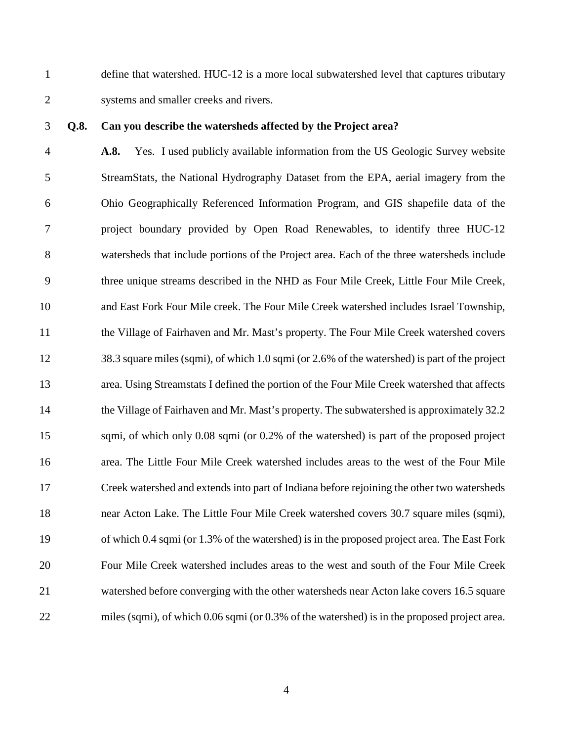define that watershed. HUC-12 is a more local subwatershed level that captures tributary systems and smaller creeks and rivers.

**Q.8. Can you describe the watersheds affected by the Project area?**

**A.8.** Yes. I used publicly available information from the US Geologic Survey website StreamStats, the National Hydrography Dataset from the EPA, aerial imagery from the Ohio Geographically Referenced Information Program, and GIS shapefile data of the project boundary provided by Open Road Renewables, to identify three HUC-12 watersheds that include portions of the Project area. Each of the three watersheds include three unique streams described in the NHD as Four Mile Creek, Little Four Mile Creek, and East Fork Four Mile creek. The Four Mile Creek watershed includes Israel Township, the Village of Fairhaven and Mr. Mast's property. The Four Mile Creek watershed covers 38.3 square miles (sqmi), of which 1.0 sqmi (or 2.6% of the watershed) is part of the project area. Using Streamstats I defined the portion of the Four Mile Creek watershed that affects the Village of Fairhaven and Mr. Mast's property. The subwatershed is approximately 32.2 sqmi, of which only 0.08 sqmi (or 0.2% of the watershed) is part of the proposed project area. The Little Four Mile Creek watershed includes areas to the west of the Four Mile Creek watershed and extends into part of Indiana before rejoining the other two watersheds near Acton Lake. The Little Four Mile Creek watershed covers 30.7 square miles (sqmi), of which 0.4 sqmi (or 1.3% of the watershed) is in the proposed project area. The East Fork Four Mile Creek watershed includes areas to the west and south of the Four Mile Creek watershed before converging with the other watersheds near Acton lake covers 16.5 square miles (sqmi), of which 0.06 sqmi (or 0.3% of the watershed) is in the proposed project area.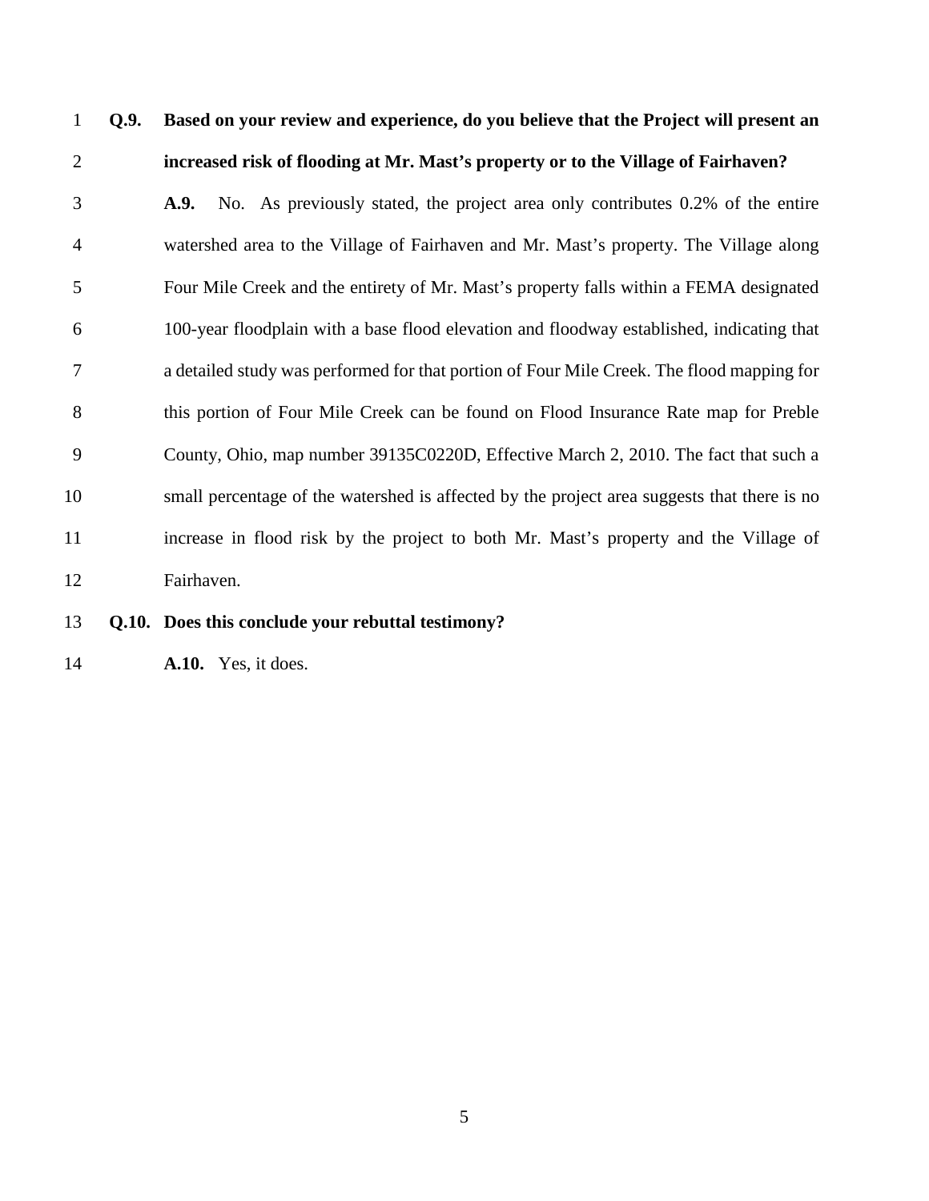**Q.9. Based on your review and experience, do you believe that the Project will present an increased risk of flooding at Mr. Mast's property or to the Village of Fairhaven?**

**A.9.** No. As previously stated, the project area only contributes 0.2% of the entire watershed area to the Village of Fairhaven and Mr. Mast's property. The Village along Four Mile Creek and the entirety of Mr. Mast's property falls within a FEMA designated 100-year floodplain with a base flood elevation and floodway established, indicating that a detailed study was performed for that portion of Four Mile Creek. The flood mapping for this portion of Four Mile Creek can be found on Flood Insurance Rate map for Preble County, Ohio, map number 39135C0220D, Effective March 2, 2010. The fact that such a small percentage of the watershed is affected by the project area suggests that there is no increase in flood risk by the project to both Mr. Mast's property and the Village of Fairhaven.

**Q.10. Does this conclude your rebuttal testimony?**

**A.10.** Yes, it does.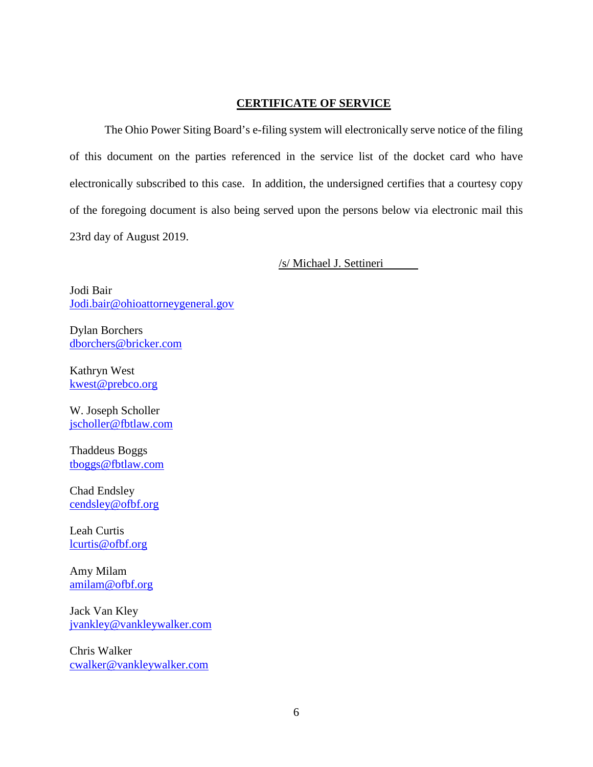## CERTIFICATE OF SERVICE

The Ohio Power Siting Board's e-filing system will electronically serve notice of the filing of this document on the parties referenced in the service list of the docket card who have electronically subscribed to this case. In addition, the undersigned certifies that a courtesy copy of the foregoing document is also being served upon the persons below via electronic mail this 23rd day of August 2019.

/s/ Michael J. Settineri

Jodi Bair
Jodi.bair@ohioattorneygeneral.gov

Dylan Borchers
dborchers@bricker.com

Kathryn West
kwest@prebco.org

W. Joseph Scholler
jscholler@fbtlaw.com

Thaddeus Boggs
tboggs@fbtlaw.com

Chad Endsley
cendsley@ofbf.org

Leah Curtis
lcurtis@ofbf.org

Amy Milam
amilam@ofbf.org

Jack Van Kley
jvankley@vankleywalker.com

Chris Walker
cwalker@vankleywalker.com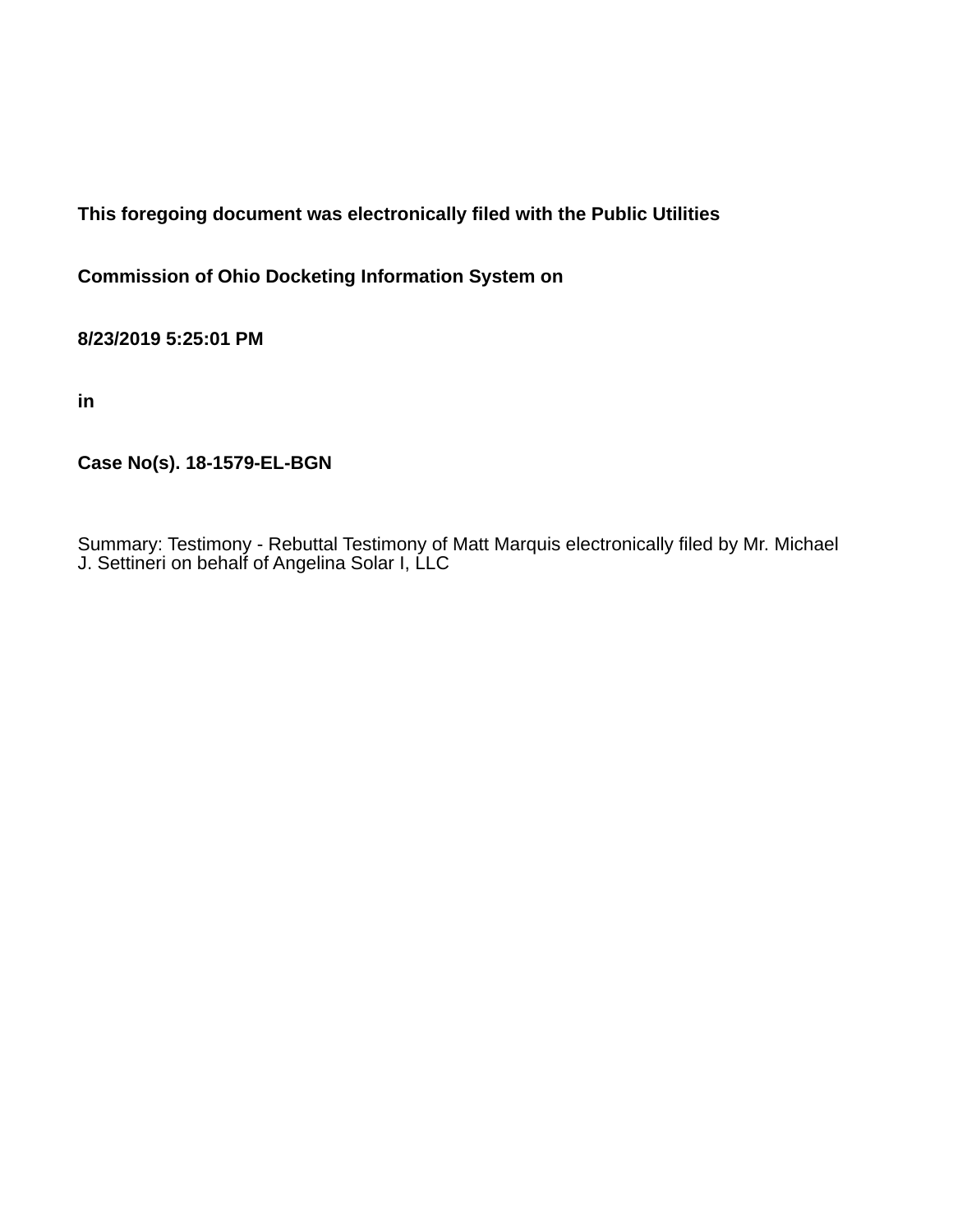**This foregoing document was electronically filed with the Public Utilities**

**Commission of Ohio Docketing Information System on**

**8/23/2019 5:25:01 PM**

**in**

**Case No(s). 18-1579-EL-BGN**

Summary: Testimony - Rebuttal Testimony of Matt Marquis electronically filed by Mr. Michael J. Settineri on behalf of Angelina Solar I, LLC